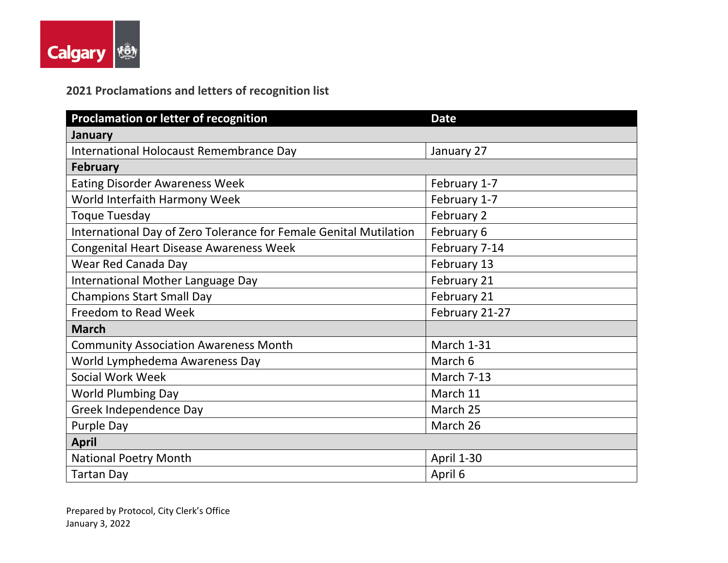## 2021 Proclamations and letters of recognition list

| Proclamation or letter of recognition | Date |
| --- | --- |
| **January** | |
| International Holocaust Remembrance Day | January 27 |
| **February** | |
| Eating Disorder Awareness Week | February 1-7 |
| World Interfaith Harmony Week | February 1-7 |
| Toque Tuesday | February 2 |
| International Day of Zero Tolerance for Female Genital Mutilation | February 6 |
| Congenital Heart Disease Awareness Week | February 7-14 |
| Wear Red Canada Day | February 13 |
| International Mother Language Day | February 21 |
| Champions Start Small Day | February 21 |
| Freedom to Read Week | February 21-27 |
| **March** | |
| Community Association Awareness Month | March 1-31 |
| World Lymphedema Awareness Day | March 6 |
| Social Work Week | March 7-13 |
| World Plumbing Day | March 11 |
| Greek Independence Day | March 25 |
| Purple Day | March 26 |
| **April** | |
| National Poetry Month | April 1-30 |
| Tartan Day | April 6 |

Prepared by Protocol, City Clerk's Office
January 3, 2022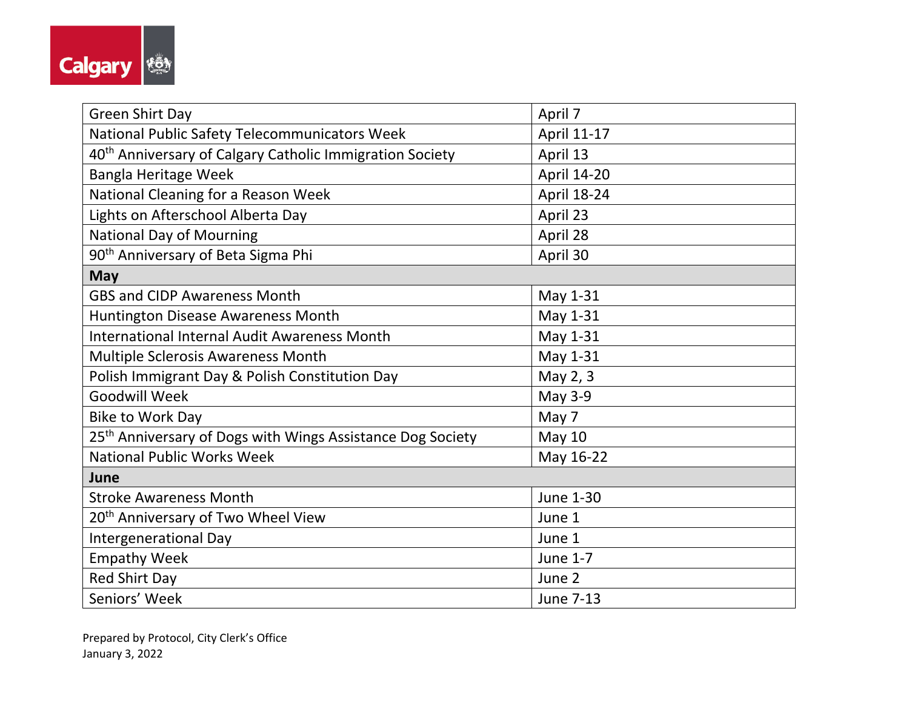| | |
|---|---|
| Green Shirt Day | April 7 |
| National Public Safety Telecommunicators Week | April 11-17 |
| 40th Anniversary of Calgary Catholic Immigration Society | April 13 |
| Bangla Heritage Week | April 14-20 |
| National Cleaning for a Reason Week | April 18-24 |
| Lights on Afterschool Alberta Day | April 23 |
| National Day of Mourning | April 28 |
| 90th Anniversary of Beta Sigma Phi | April 30 |
| **May** | |
| GBS and CIDP Awareness Month | May 1-31 |
| Huntington Disease Awareness Month | May 1-31 |
| International Internal Audit Awareness Month | May 1-31 |
| Multiple Sclerosis Awareness Month | May 1-31 |
| Polish Immigrant Day & Polish Constitution Day | May 2, 3 |
| Goodwill Week | May 3-9 |
| Bike to Work Day | May 7 |
| 25th Anniversary of Dogs with Wings Assistance Dog Society | May 10 |
| National Public Works Week | May 16-22 |
| **June** | |
| Stroke Awareness Month | June 1-30 |
| 20th Anniversary of Two Wheel View | June 1 |
| Intergenerational Day | June 1 |
| Empathy Week | June 1-7 |
| Red Shirt Day | June 2 |
| Seniors' Week | June 7-13 |

Prepared by Protocol, City Clerk's Office
January 3, 2022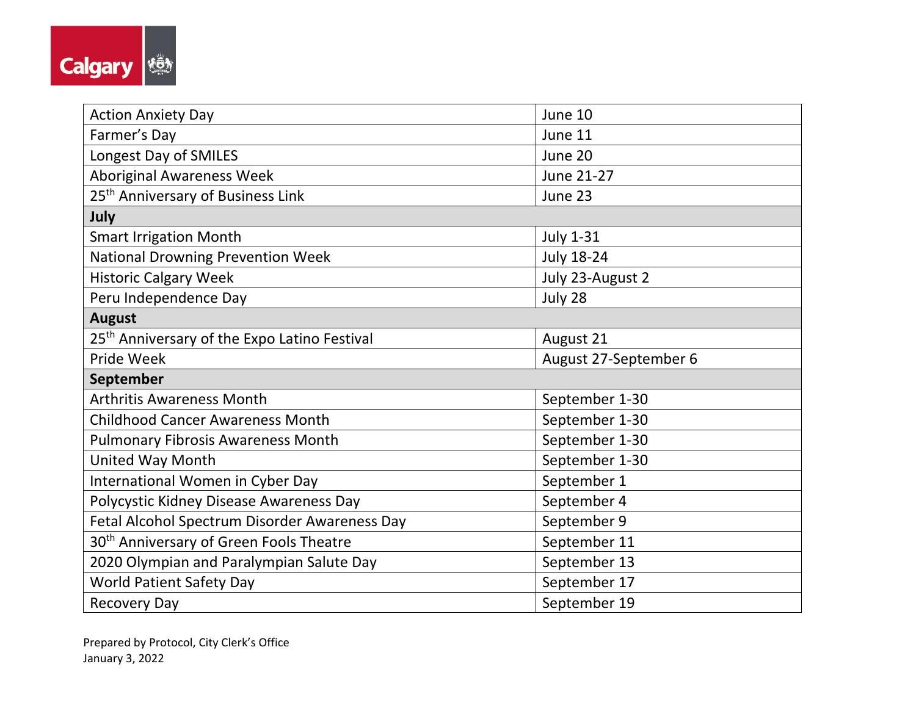| Action Anxiety Day | June 10 |
| --- | --- |
| Farmer's Day | June 11 |
| Longest Day of SMILES | June 20 |
| Aboriginal Awareness Week | June 21-27 |
| 25th Anniversary of Business Link | June 23 |
| **July** | |
| Smart Irrigation Month | July 1-31 |
| National Drowning Prevention Week | July 18-24 |
| Historic Calgary Week | July 23-August 2 |
| Peru Independence Day | July 28 |
| **August** | |
| 25th Anniversary of the Expo Latino Festival | August 21 |
| Pride Week | August 27-September 6 |
| **September** | |
| Arthritis Awareness Month | September 1-30 |
| Childhood Cancer Awareness Month | September 1-30 |
| Pulmonary Fibrosis Awareness Month | September 1-30 |
| United Way Month | September 1-30 |
| International Women in Cyber Day | September 1 |
| Polycystic Kidney Disease Awareness Day | September 4 |
| Fetal Alcohol Spectrum Disorder Awareness Day | September 9 |
| 30th Anniversary of Green Fools Theatre | September 11 |
| 2020 Olympian and Paralympian Salute Day | September 13 |
| World Patient Safety Day | September 17 |
| Recovery Day | September 19 |

Prepared by Protocol, City Clerk's Office
January 3, 2022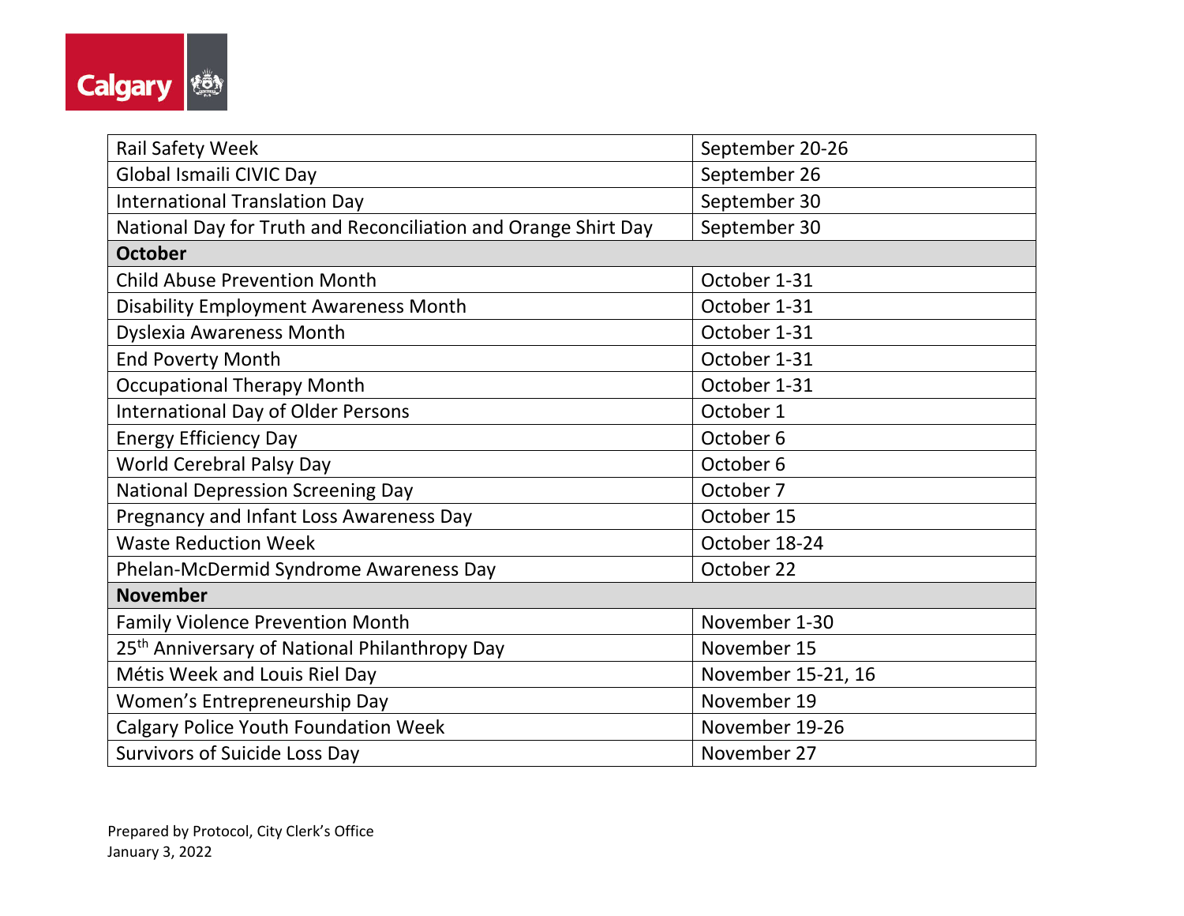| | |
|---|---|
| Rail Safety Week | September 20-26 |
| Global Ismaili CIVIC Day | September 26 |
| International Translation Day | September 30 |
| National Day for Truth and Reconciliation and Orange Shirt Day | September 30 |
| **October** | |
| Child Abuse Prevention Month | October 1-31 |
| Disability Employment Awareness Month | October 1-31 |
| Dyslexia Awareness Month | October 1-31 |
| End Poverty Month | October 1-31 |
| Occupational Therapy Month | October 1-31 |
| International Day of Older Persons | October 1 |
| Energy Efficiency Day | October 6 |
| World Cerebral Palsy Day | October 6 |
| National Depression Screening Day | October 7 |
| Pregnancy and Infant Loss Awareness Day | October 15 |
| Waste Reduction Week | October 18-24 |
| Phelan-McDermid Syndrome Awareness Day | October 22 |
| **November** | |
| Family Violence Prevention Month | November 1-30 |
| 25th Anniversary of National Philanthropy Day | November 15 |
| Métis Week and Louis Riel Day | November 15-21, 16 |
| Women's Entrepreneurship Day | November 19 |
| Calgary Police Youth Foundation Week | November 19-26 |
| Survivors of Suicide Loss Day | November 27 |

Prepared by Protocol, City Clerk's Office
January 3, 2022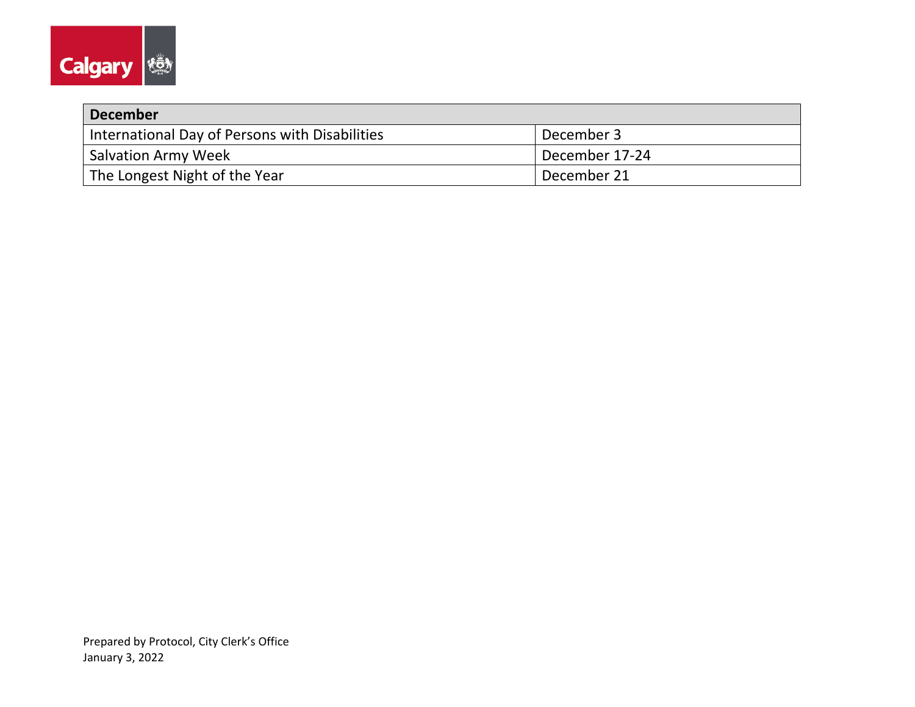| December | |
| --- | --- |
| International Day of Persons with Disabilities | December 3 |
| Salvation Army Week | December 17-24 |
| The Longest Night of the Year | December 21 |

Prepared by Protocol, City Clerk's Office
January 3, 2022